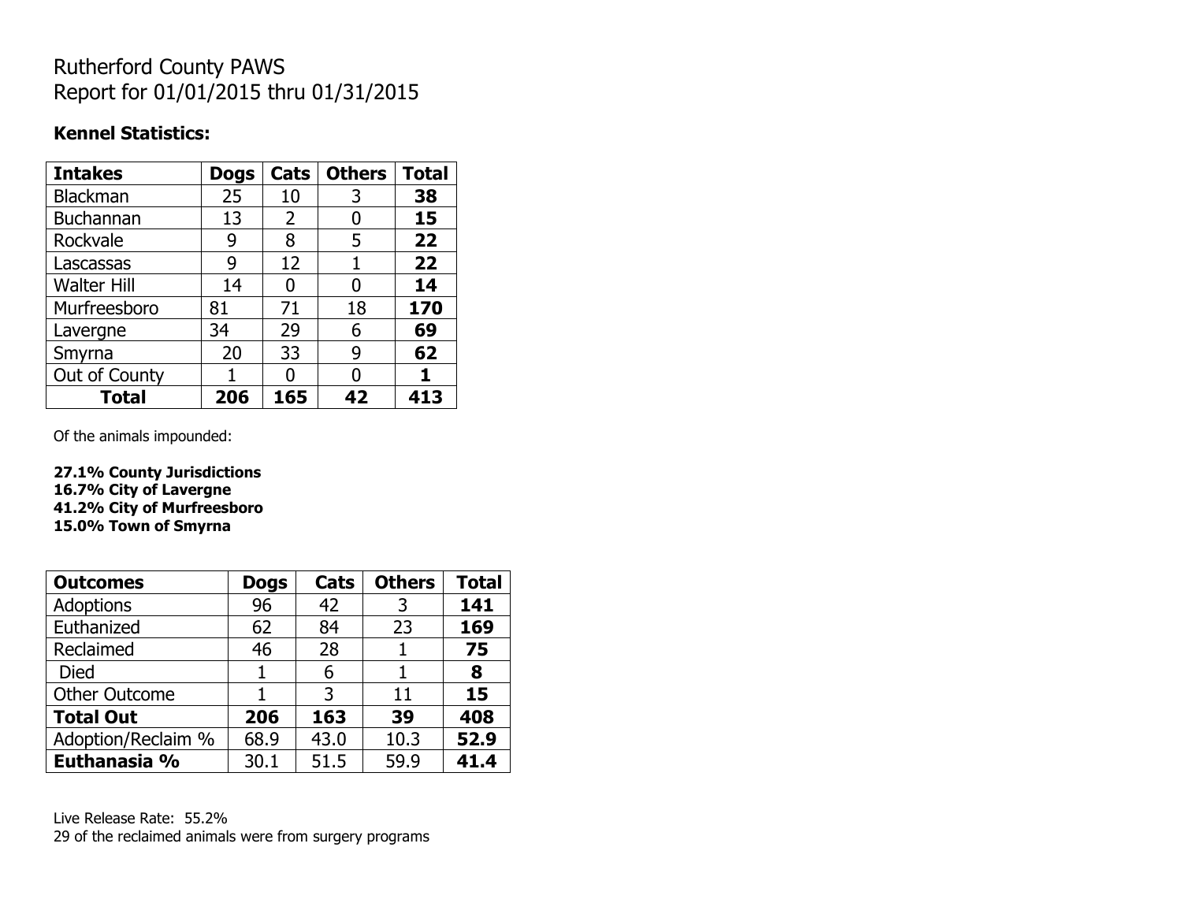# Rutherford County PAWS
# Report for 01/01/2015 thru 01/31/2015

**Kennel Statistics:**

| Intakes | Dogs | Cats | Others | Total |
|---|---|---|---|---|
| Blackman | 25 | 10 | 3 | **38** |
| Buchannan | 13 | 2 | 0 | **15** |
| Rockvale | 9 | 8 | 5 | **22** |
| Lascassas | 9 | 12 | 1 | **22** |
| Walter Hill | 14 | 0 | 0 | **14** |
| Murfreesboro | 81 | 71 | 18 | **170** |
| Lavergne | 34 | 29 | 6 | **69** |
| Smyrna | 20 | 33 | 9 | **62** |
| Out of County | 1 | 0 | 0 | **1** |
| **Total** | **206** | **165** | **42** | **413** |

Of the animals impounded:

**27.1% County Jurisdictions**
**16.7% City of Lavergne**
**41.2% City of Murfreesboro**
**15.0% Town of Smyrna**

| Outcomes | Dogs | Cats | Others | Total |
|---|---|---|---|---|
| Adoptions | 96 | 42 | 3 | **141** |
| Euthanized | 62 | 84 | 23 | **169** |
| Reclaimed | 46 | 28 | 1 | **75** |
| Died | 1 | 6 | 1 | **8** |
| Other Outcome | 1 | 3 | 11 | **15** |
| **Total Out** | **206** | **163** | **39** | **408** |
| Adoption/Reclaim % | 68.9 | 43.0 | 10.3 | **52.9** |
| **Euthanasia %** | 30.1 | 51.5 | 59.9 | **41.4** |

Live Release Rate: 55.2%
29 of the reclaimed animals were from surgery programs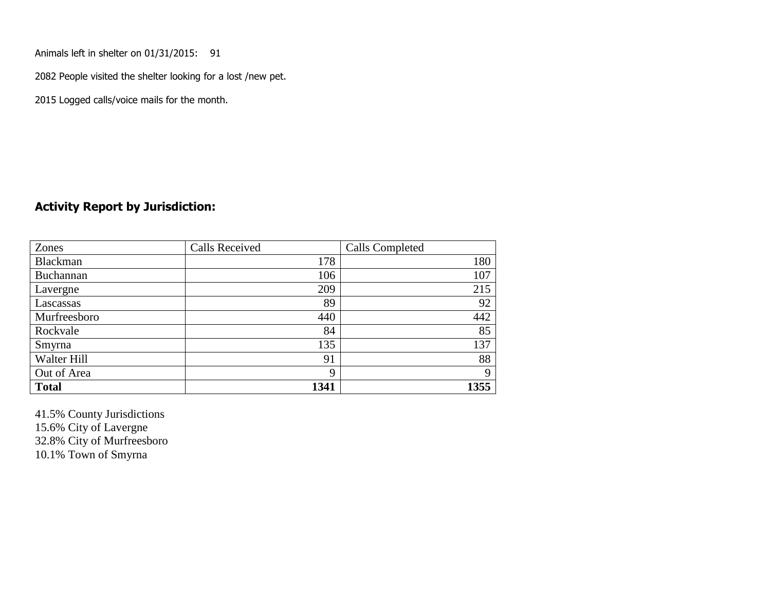Animals left in shelter on 01/31/2015: 91

2082 People visited the shelter looking for a lost /new pet.

2015 Logged calls/voice mails for the month.

## Activity Report by Jurisdiction:

| Zones | Calls Received | Calls Completed |
|---|---|---|
| Blackman | 178 | 180 |
| Buchannan | 106 | 107 |
| Lavergne | 209 | 215 |
| Lascassas | 89 | 92 |
| Murfreesboro | 440 | 442 |
| Rockvale | 84 | 85 |
| Smyrna | 135 | 137 |
| Walter Hill | 91 | 88 |
| Out of Area | 9 | 9 |
| **Total** | **1341** | **1355** |

41.5% County Jurisdictions
15.6% City of Lavergne
32.8% City of Murfreesboro
10.1% Town of Smyrna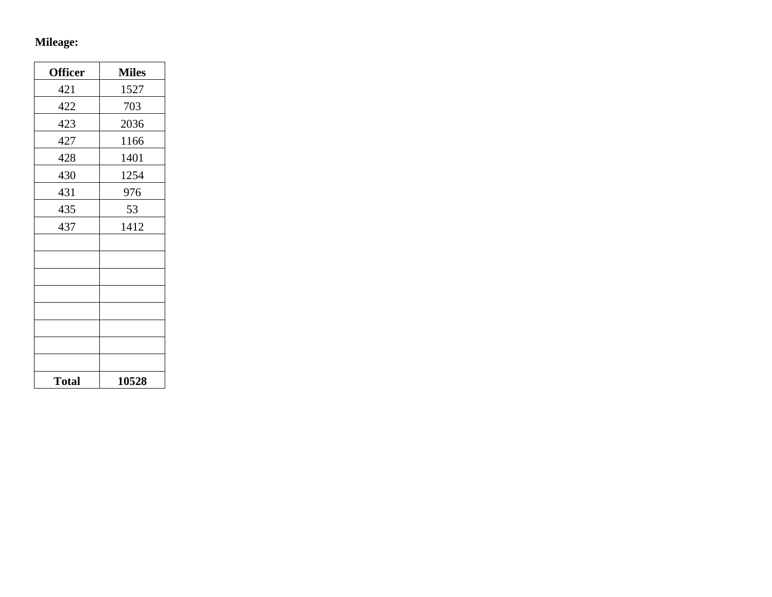**Mileage:**

| Officer | Miles |
|---|---|
| 421 | 1527 |
| 422 | 703 |
| 423 | 2036 |
| 427 | 1166 |
| 428 | 1401 |
| 430 | 1254 |
| 431 | 976 |
| 435 | 53 |
| 437 | 1412 |
| | |
| | |
| | |
| | |
| | |
| | |
| | |
| | |
| **Total** | **10528** |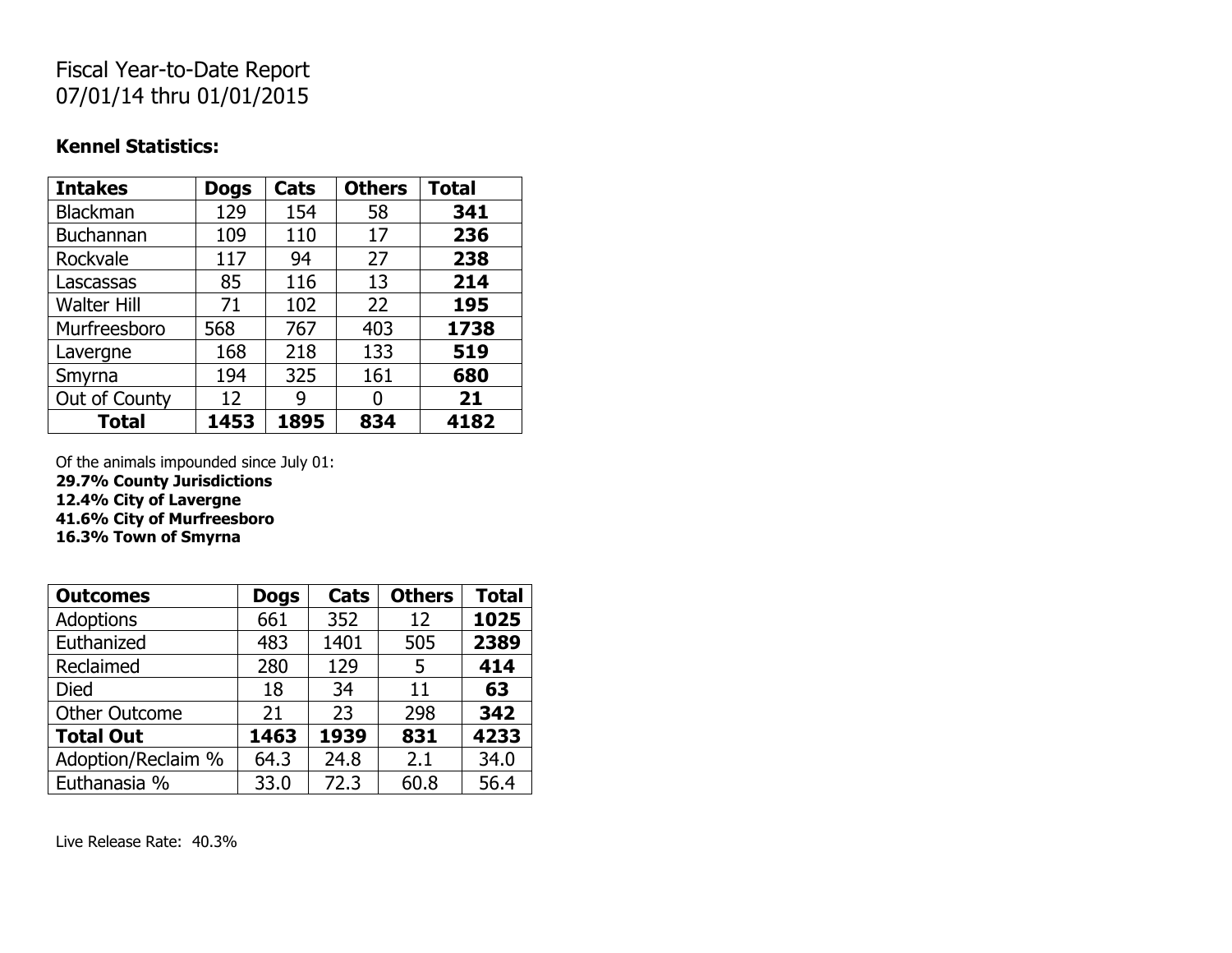Fiscal Year-to-Date Report
07/01/14 thru 01/01/2015

**Kennel Statistics:**

| **Intakes** | **Dogs** | **Cats** | **Others** | **Total** |
|---|---|---|---|---|
| Blackman | 129 | 154 | 58 | **341** |
| Buchannan | 109 | 110 | 17 | **236** |
| Rockvale | 117 | 94 | 27 | **238** |
| Lascassas | 85 | 116 | 13 | **214** |
| Walter Hill | 71 | 102 | 22 | **195** |
| Murfreesboro | 568 | 767 | 403 | **1738** |
| Lavergne | 168 | 218 | 133 | **519** |
| Smyrna | 194 | 325 | 161 | **680** |
| Out of County | 12 | 9 | 0 | **21** |
| **Total** | **1453** | **1895** | **834** | **4182** |

Of the animals impounded since July 01:
**29.7% County Jurisdictions**
**12.4% City of Lavergne**
**41.6% City of Murfreesboro**
**16.3% Town of Smyrna**

| **Outcomes** | **Dogs** | **Cats** | **Others** | **Total** |
|---|---|---|---|---|
| Adoptions | 661 | 352 | 12 | **1025** |
| Euthanized | 483 | 1401 | 505 | **2389** |
| Reclaimed | 280 | 129 | 5 | **414** |
| Died | 18 | 34 | 11 | **63** |
| Other Outcome | 21 | 23 | 298 | **342** |
| **Total Out** | **1463** | **1939** | **831** | **4233** |
| Adoption/Reclaim % | 64.3 | 24.8 | 2.1 | 34.0 |
| Euthanasia % | 33.0 | 72.3 | 60.8 | 56.4 |

Live Release Rate: 40.3%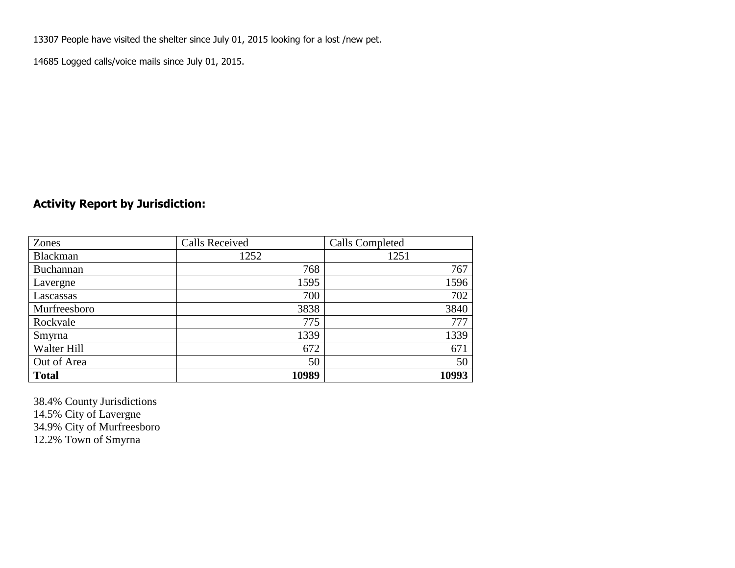13307 People have visited the shelter since July 01, 2015 looking for a lost /new pet.

14685 Logged calls/voice mails since July 01, 2015.

## Activity Report by Jurisdiction:

| Zones | Calls Received | Calls Completed |
|---|---|---|
| Blackman | 1252 | 1251 |
| Buchannan | 768 | 767 |
| Lavergne | 1595 | 1596 |
| Lascassas | 700 | 702 |
| Murfreesboro | 3838 | 3840 |
| Rockvale | 775 | 777 |
| Smyrna | 1339 | 1339 |
| Walter Hill | 672 | 671 |
| Out of Area | 50 | 50 |
| **Total** | **10989** | **10993** |

38.4% County Jurisdictions
14.5% City of Lavergne
34.9% City of Murfreesboro
12.2% Town of Smyrna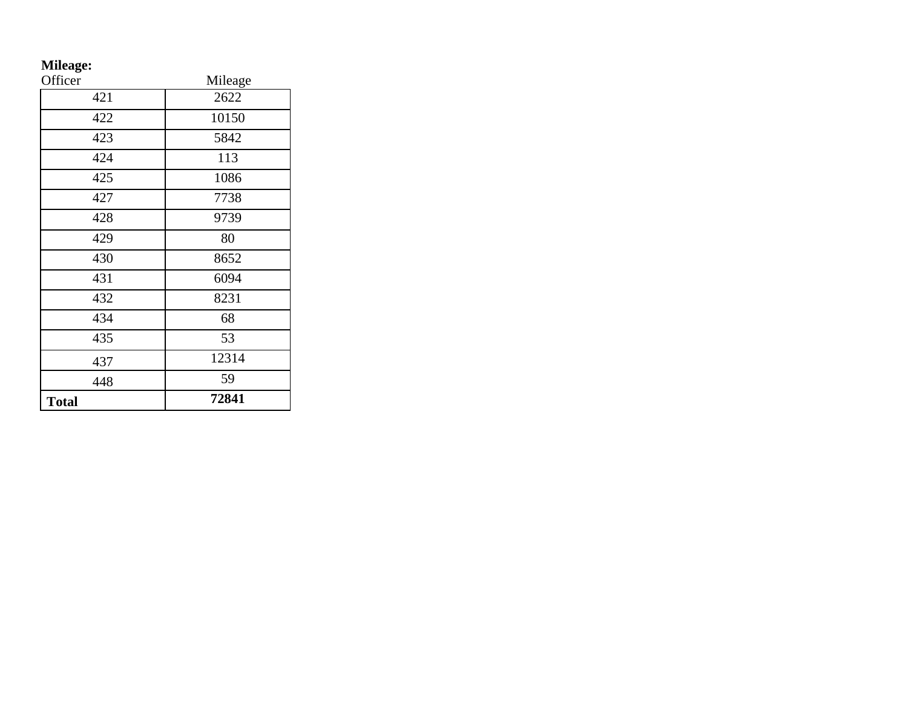**Mileage:**

| Officer | Mileage |
| --- | --- |
| 421 | 2622 |
| 422 | 10150 |
| 423 | 5842 |
| 424 | 113 |
| 425 | 1086 |
| 427 | 7738 |
| 428 | 9739 |
| 429 | 80 |
| 430 | 8652 |
| 431 | 6094 |
| 432 | 8231 |
| 434 | 68 |
| 435 | 53 |
| 437 | 12314 |
| 448 | 59 |
| **Total** | **72841** |